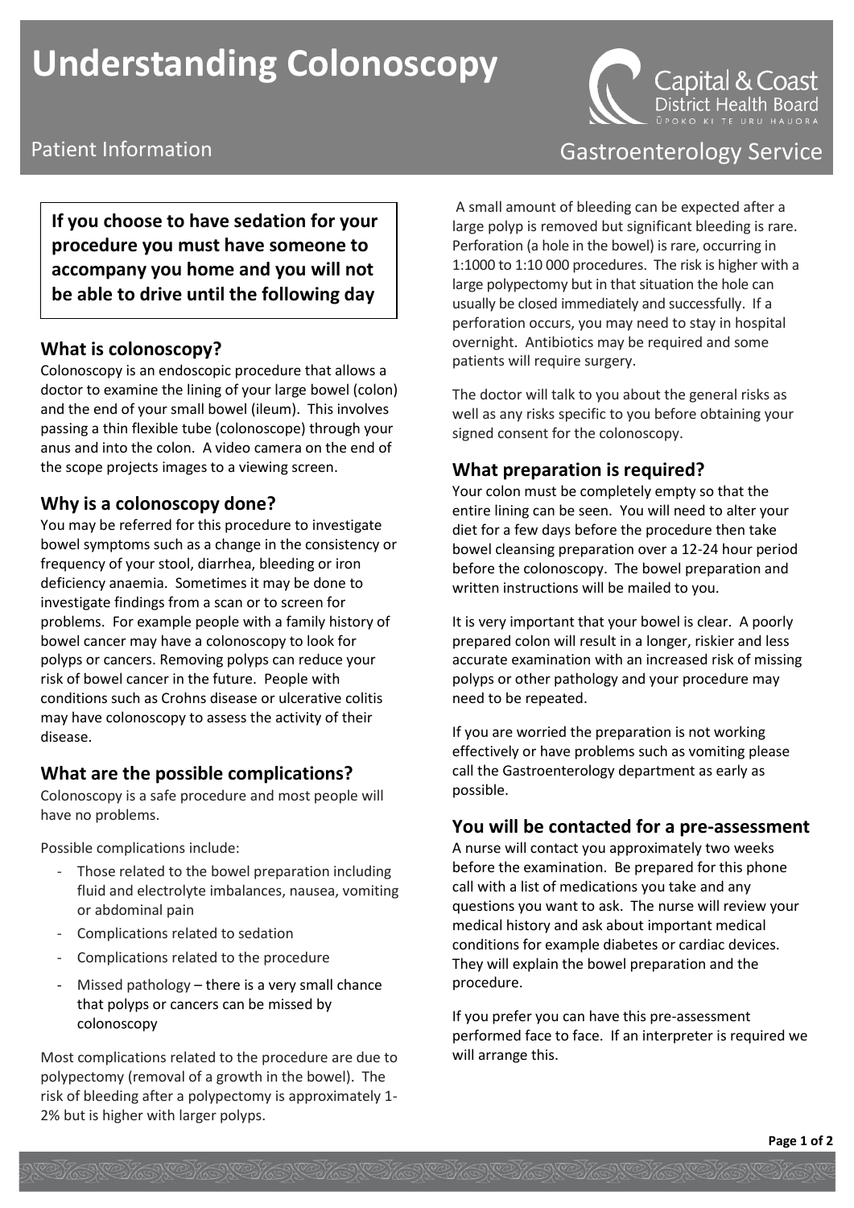# Understanding Colonoscopy

Capital & Coast District Health Board
ŪPOKO KI TE URU HAUORA

Patient Information

Gastroenterology Service

**If you choose to have sedation for your procedure you must have someone to accompany you home and you will not be able to drive until the following day**

## What is colonoscopy?

Colonoscopy is an endoscopic procedure that allows a doctor to examine the lining of your large bowel (colon) and the end of your small bowel (ileum). This involves passing a thin flexible tube (colonoscope) through your anus and into the colon. A video camera on the end of the scope projects images to a viewing screen.

## Why is a colonoscopy done?

You may be referred for this procedure to investigate bowel symptoms such as a change in the consistency or frequency of your stool, diarrhea, bleeding or iron deficiency anaemia. Sometimes it may be done to investigate findings from a scan or to screen for problems. For example people with a family history of bowel cancer may have a colonoscopy to look for polyps or cancers. Removing polyps can reduce your risk of bowel cancer in the future. People with conditions such as Crohns disease or ulcerative colitis may have colonoscopy to assess the activity of their disease.

## What are the possible complications?

Colonoscopy is a safe procedure and most people will have no problems.

Possible complications include:

- Those related to the bowel preparation including fluid and electrolyte imbalances, nausea, vomiting or abdominal pain
- Complications related to sedation
- Complications related to the procedure
- Missed pathology – there is a very small chance that polyps or cancers can be missed by colonoscopy

Most complications related to the procedure are due to polypectomy (removal of a growth in the bowel). The risk of bleeding after a polypectomy is approximately 1-2% but is higher with larger polyps.

A small amount of bleeding can be expected after a large polyp is removed but significant bleeding is rare. Perforation (a hole in the bowel) is rare, occurring in 1:1000 to 1:10 000 procedures. The risk is higher with a large polypectomy but in that situation the hole can usually be closed immediately and successfully. If a perforation occurs, you may need to stay in hospital overnight. Antibiotics may be required and some patients will require surgery.

The doctor will talk to you about the general risks as well as any risks specific to you before obtaining your signed consent for the colonoscopy.

## What preparation is required?

Your colon must be completely empty so that the entire lining can be seen. You will need to alter your diet for a few days before the procedure then take bowel cleansing preparation over a 12-24 hour period before the colonoscopy. The bowel preparation and written instructions will be mailed to you.

It is very important that your bowel is clear. A poorly prepared colon will result in a longer, riskier and less accurate examination with an increased risk of missing polyps or other pathology and your procedure may need to be repeated.

If you are worried the preparation is not working effectively or have problems such as vomiting please call the Gastroenterology department as early as possible.

## You will be contacted for a pre-assessment

A nurse will contact you approximately two weeks before the examination. Be prepared for this phone call with a list of medications you take and any questions you want to ask. The nurse will review your medical history and ask about important medical conditions for example diabetes or cardiac devices. They will explain the bowel preparation and the procedure.

If you prefer you can have this pre-assessment performed face to face. If an interpreter is required we will arrange this.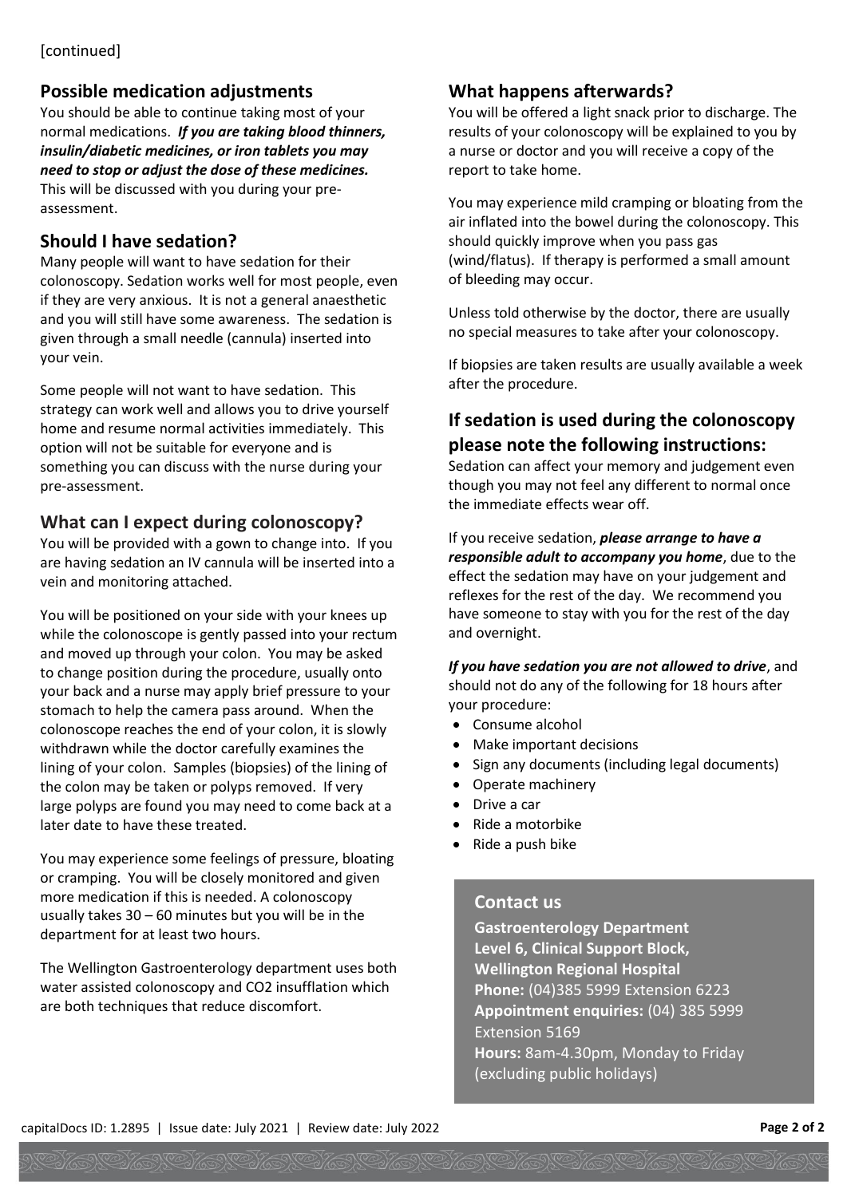[continued]

## Possible medication adjustments

You should be able to continue taking most of your normal medications. ***If you are taking blood thinners, insulin/diabetic medicines, or iron tablets you may need to stop or adjust the dose of these medicines.*** This will be discussed with you during your pre-assessment.

## Should I have sedation?

Many people will want to have sedation for their colonoscopy. Sedation works well for most people, even if they are very anxious. It is not a general anaesthetic and you will still have some awareness. The sedation is given through a small needle (cannula) inserted into your vein.

Some people will not want to have sedation. This strategy can work well and allows you to drive yourself home and resume normal activities immediately. This option will not be suitable for everyone and is something you can discuss with the nurse during your pre-assessment.

## What can I expect during colonoscopy?

You will be provided with a gown to change into. If you are having sedation an IV cannula will be inserted into a vein and monitoring attached.

You will be positioned on your side with your knees up while the colonoscope is gently passed into your rectum and moved up through your colon. You may be asked to change position during the procedure, usually onto your back and a nurse may apply brief pressure to your stomach to help the camera pass around. When the colonoscope reaches the end of your colon, it is slowly withdrawn while the doctor carefully examines the lining of your colon. Samples (biopsies) of the lining of the colon may be taken or polyps removed. If very large polyps are found you may need to come back at a later date to have these treated.

You may experience some feelings of pressure, bloating or cramping. You will be closely monitored and given more medication if this is needed. A colonoscopy usually takes 30 – 60 minutes but you will be in the department for at least two hours.

The Wellington Gastroenterology department uses both water assisted colonoscopy and $CO_2$ insufflation which are both techniques that reduce discomfort.

## What happens afterwards?

You will be offered a light snack prior to discharge. The results of your colonoscopy will be explained to you by a nurse or doctor and you will receive a copy of the report to take home.

You may experience mild cramping or bloating from the air inflated into the bowel during the colonoscopy. This should quickly improve when you pass gas (wind/flatus). If therapy is performed a small amount of bleeding may occur.

Unless told otherwise by the doctor, there are usually no special measures to take after your colonoscopy.

If biopsies are taken results are usually available a week after the procedure.

## If sedation is used during the colonoscopy please note the following instructions:

Sedation can affect your memory and judgement even though you may not feel any different to normal once the immediate effects wear off.

If you receive sedation, ***please arrange to have a responsible adult to accompany you home***, due to the effect the sedation may have on your judgement and reflexes for the rest of the day. We recommend you have someone to stay with you for the rest of the day and overnight.

***If you have sedation you are not allowed to drive***, and should not do any of the following for 18 hours after your procedure:

- Consume alcohol
- Make important decisions
- Sign any documents (including legal documents)
- Operate machinery
- Drive a car
- Ride a motorbike
- Ride a push bike

### Contact us

**Gastroenterology Department**
**Level 6, Clinical Support Block,**
**Wellington Regional Hospital**
**Phone:** (04)385 5999 Extension 6223
**Appointment enquiries:** (04) 385 5999 Extension 5169
**Hours:** 8am-4.30pm, Monday to Friday (excluding public holidays)

capitalDocs ID: 1.2895 | Issue date: July 2021 | Review date: July 2022